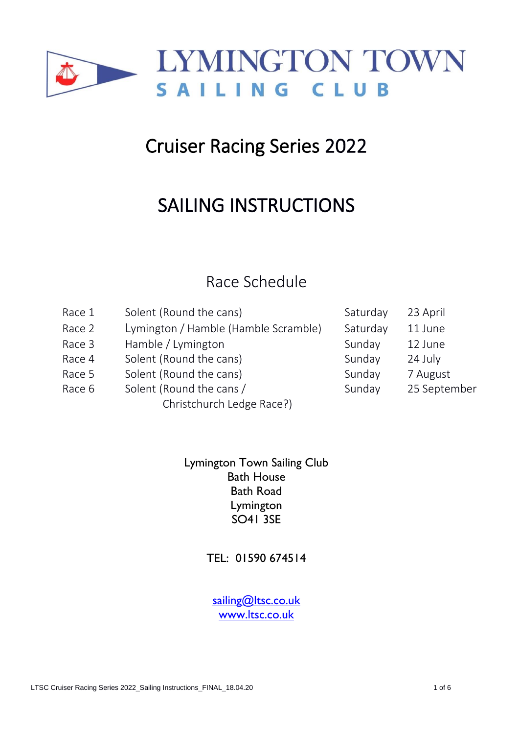# LYMINGTON TOWN SAILING CLUB

# Cruiser Racing Series 2022

# SAILING INSTRUCTIONS

## Race Schedule

| | | | |
|---|---|---|---|
| Race 1 | Solent (Round the cans) | Saturday | 23 April |
| Race 2 | Lymington / Hamble (Hamble Scramble) | Saturday | 11 June |
| Race 3 | Hamble / Lymington | Sunday | 12 June |
| Race 4 | Solent (Round the cans) | Sunday | 24 July |
| Race 5 | Solent (Round the cans) | Sunday | 7 August |
| Race 6 | Solent (Round the cans / Christchurch Ledge Race?) | Sunday | 25 September |

Lymington Town Sailing Club
Bath House
Bath Road
Lymington
SO41 3SE

TEL: 01590 674514

[sailing@ltsc.co.uk](mailto:sailing@ltsc.co.uk)
[www.ltsc.co.uk](http://www.ltsc.co.uk)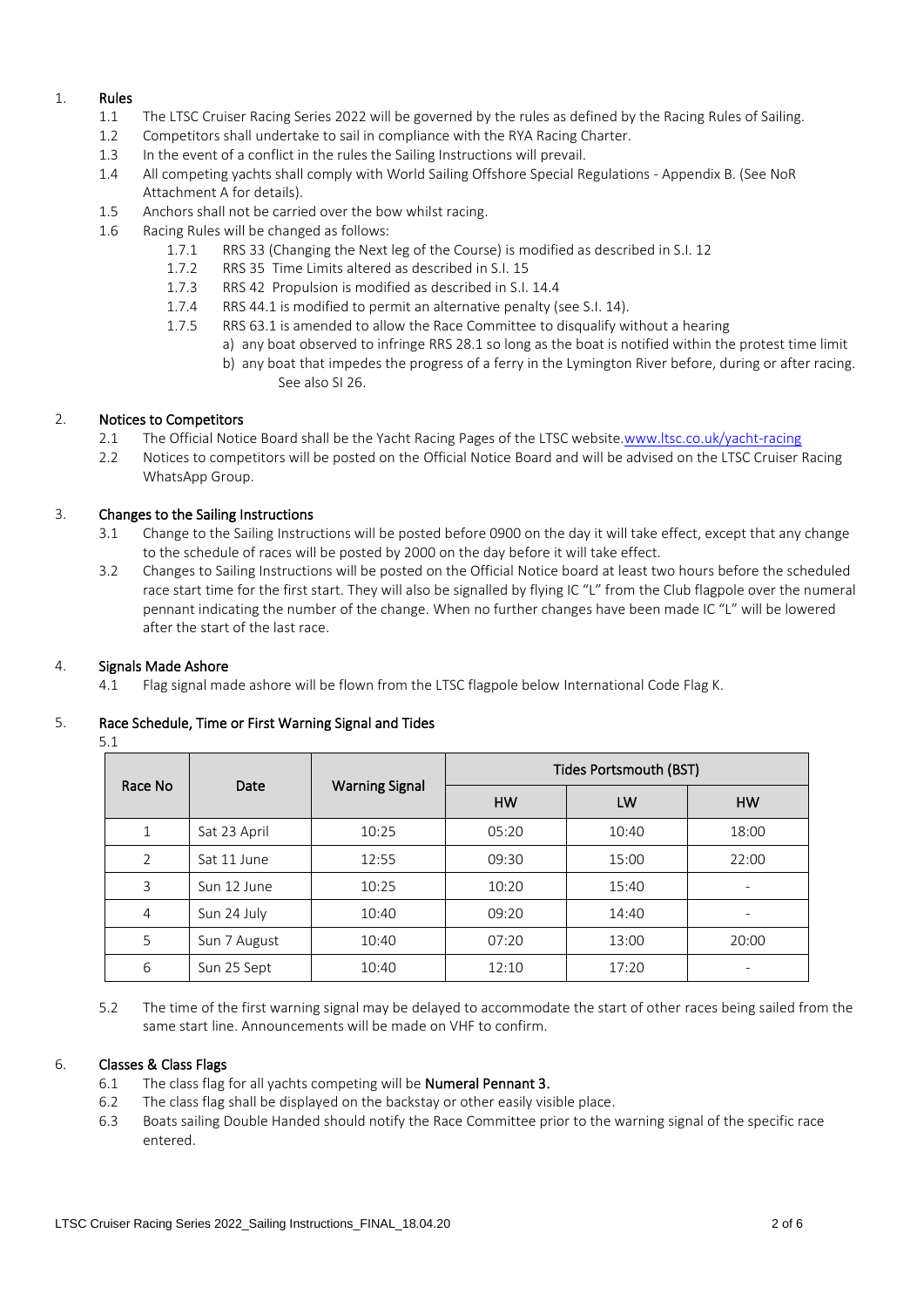## 1. Rules

- 1.1 The LTSC Cruiser Racing Series 2022 will be governed by the rules as defined by the Racing Rules of Sailing.
- 1.2 Competitors shall undertake to sail in compliance with the RYA Racing Charter.
- 1.3 In the event of a conflict in the rules the Sailing Instructions will prevail.
- 1.4 All competing yachts shall comply with World Sailing Offshore Special Regulations - Appendix B. (See NoR Attachment A for details).
- 1.5 Anchors shall not be carried over the bow whilst racing.
- 1.6 Racing Rules will be changed as follows:
  - 1.7.1 RRS 33 (Changing the Next leg of the Course) is modified as described in S.I. 12
  - 1.7.2 RRS 35 Time Limits altered as described in S.I. 15
  - 1.7.3 RRS 42 Propulsion is modified as described in S.I. 14.4
  - 1.7.4 RRS 44.1 is modified to permit an alternative penalty (see S.I. 14).
  - 1.7.5 RRS 63.1 is amended to allow the Race Committee to disqualify without a hearing
    - a) any boat observed to infringe RRS 28.1 so long as the boat is notified within the protest time limit
    - b) any boat that impedes the progress of a ferry in the Lymington River before, during or after racing. See also SI 26.

## 2. Notices to Competitors

- 2.1 The Official Notice Board shall be the Yacht Racing Pages of the LTSC website.www.ltsc.co.uk/yacht-racing
- 2.2 Notices to competitors will be posted on the Official Notice Board and will be advised on the LTSC Cruiser Racing WhatsApp Group.

## 3. Changes to the Sailing Instructions

- 3.1 Change to the Sailing Instructions will be posted before 0900 on the day it will take effect, except that any change to the schedule of races will be posted by 2000 on the day before it will take effect.
- 3.2 Changes to Sailing Instructions will be posted on the Official Notice board at least two hours before the scheduled race start time for the first start. They will also be signalled by flying IC "L" from the Club flagpole over the numeral pennant indicating the number of the change. When no further changes have been made IC "L" will be lowered after the start of the last race.

## 4. Signals Made Ashore

- 4.1 Flag signal made ashore will be flown from the LTSC flagpole below International Code Flag K.

## 5. Race Schedule, Time or First Warning Signal and Tides

5.1

| Race No | Date | Warning Signal | Tides Portsmouth (BST) | | |
|---|---|---|---|---|---|
| | | | HW | LW | HW |
| 1 | Sat 23 April | 10:25 | 05:20 | 10:40 | 18:00 |
| 2 | Sat 11 June | 12:55 | 09:30 | 15:00 | 22:00 |
| 3 | Sun 12 June | 10:25 | 10:20 | 15:40 | - |
| 4 | Sun 24 July | 10:40 | 09:20 | 14:40 | - |
| 5 | Sun 7 August | 10:40 | 07:20 | 13:00 | 20:00 |
| 6 | Sun 25 Sept | 10:40 | 12:10 | 17:20 | - |

- 5.2 The time of the first warning signal may be delayed to accommodate the start of other races being sailed from the same start line. Announcements will be made on VHF to confirm.

## 6. Classes & Class Flags

- 6.1 The class flag for all yachts competing will be **Numeral Pennant 3.**
- 6.2 The class flag shall be displayed on the backstay or other easily visible place.
- 6.3 Boats sailing Double Handed should notify the Race Committee prior to the warning signal of the specific race entered.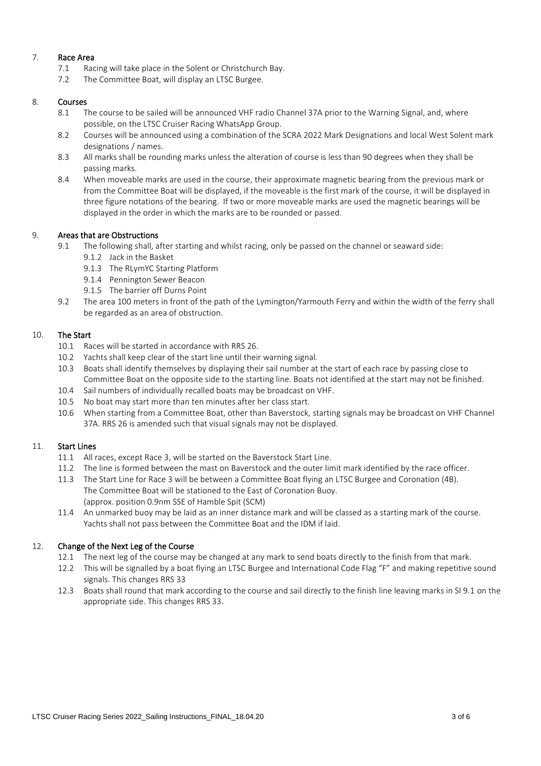## 7. Race Area

7.1 Racing will take place in the Solent or Christchurch Bay.

7.2 The Committee Boat, will display an LTSC Burgee.

## 8. Courses

8.1 The course to be sailed will be announced VHF radio Channel 37A prior to the Warning Signal, and, where possible, on the LTSC Cruiser Racing WhatsApp Group.

8.2 Courses will be announced using a combination of the SCRA 2022 Mark Designations and local West Solent mark designations / names.

8.3 All marks shall be rounding marks unless the alteration of course is less than 90 degrees when they shall be passing marks.

8.4 When moveable marks are used in the course, their approximate magnetic bearing from the previous mark or from the Committee Boat will be displayed, if the moveable is the first mark of the course, it will be displayed in three figure notations of the bearing. If two or more moveable marks are used the magnetic bearings will be displayed in the order in which the marks are to be rounded or passed.

## 9. Areas that are Obstructions

9.1 The following shall, after starting and whilst racing, only be passed on the channel or seaward side:

- 9.1.2 Jack in the Basket
- 9.1.3 The RLymYC Starting Platform
- 9.1.4 Pennington Sewer Beacon
- 9.1.5 The barrier off Durns Point

9.2 The area 100 meters in front of the path of the Lymington/Yarmouth Ferry and within the width of the ferry shall be regarded as an area of obstruction.

## 10. The Start

10.1 Races will be started in accordance with RRS 26.

10.2 Yachts shall keep clear of the start line until their warning signal.

10.3 Boats shall identify themselves by displaying their sail number at the start of each race by passing close to Committee Boat on the opposite side to the starting line. Boats not identified at the start may not be finished.

10.4 Sail numbers of individually recalled boats may be broadcast on VHF.

10.5 No boat may start more than ten minutes after her class start.

10.6 When starting from a Committee Boat, other than Baverstock, starting signals may be broadcast on VHF Channel 37A. RRS 26 is amended such that visual signals may not be displayed.

## 11. Start Lines

11.1 All races, except Race 3, will be started on the Baverstock Start Line.

11.2 The line is formed between the mast on Baverstock and the outer limit mark identified by the race officer.

11.3 The Start Line for Race 3 will be between a Committee Boat flying an LTSC Burgee and Coronation (4B). The Committee Boat will be stationed to the East of Coronation Buoy. (approx. position 0.9nm SSE of Hamble Spit (SCM)

11.4 An unmarked buoy may be laid as an inner distance mark and will be classed as a starting mark of the course. Yachts shall not pass between the Committee Boat and the IDM if laid.

## 12. Change of the Next Leg of the Course

12.1 The next leg of the course may be changed at any mark to send boats directly to the finish from that mark.

12.2 This will be signalled by a boat flying an LTSC Burgee and International Code Flag "F" and making repetitive sound signals. This changes RRS 33

12.3 Boats shall round that mark according to the course and sail directly to the finish line leaving marks in SI 9.1 on the appropriate side. This changes RRS 33.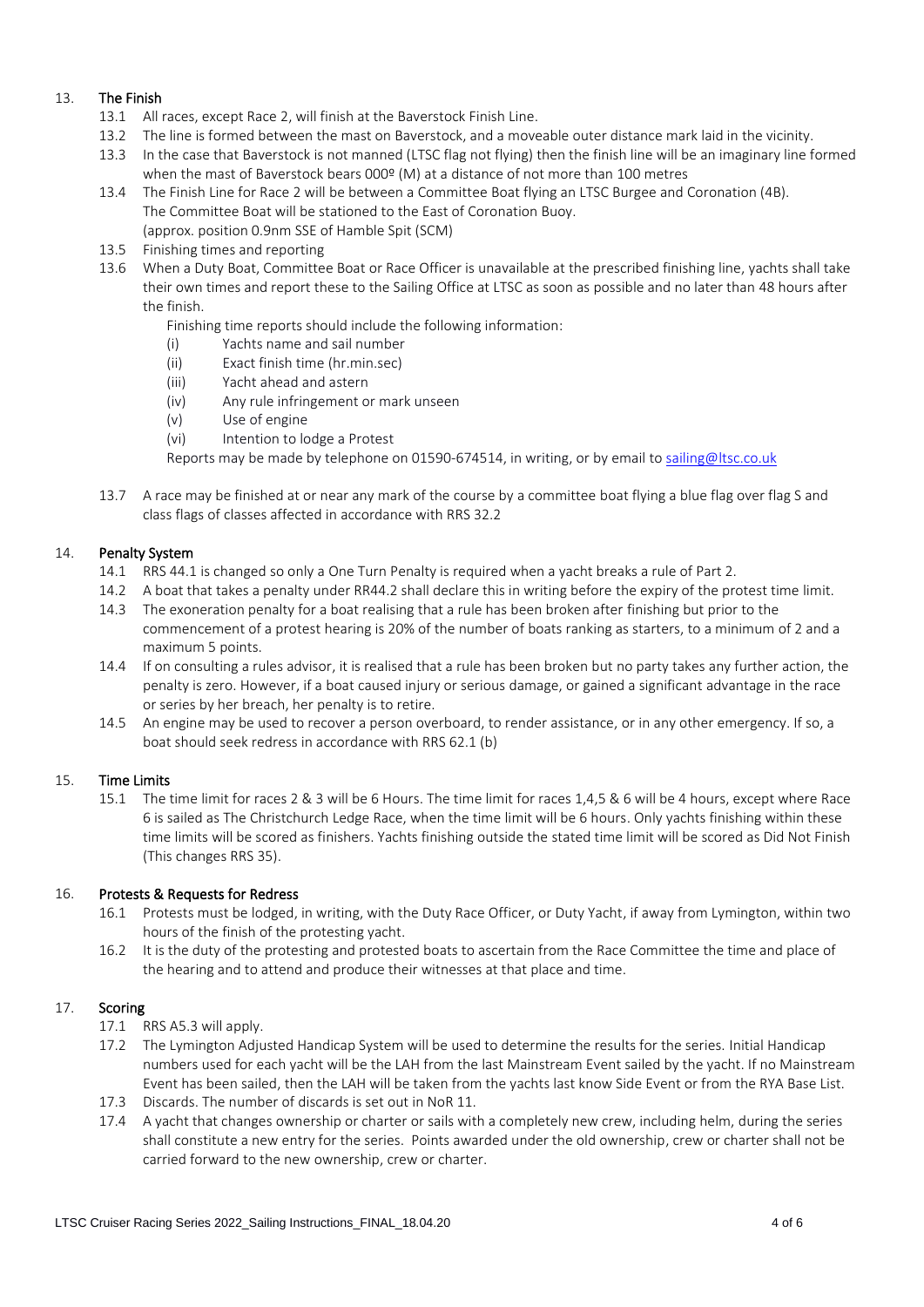## 13. The Finish

13.1 All races, except Race 2, will finish at the Baverstock Finish Line.

13.2 The line is formed between the mast on Baverstock, and a moveable outer distance mark laid in the vicinity.

13.3 In the case that Baverstock is not manned (LTSC flag not flying) then the finish line will be an imaginary line formed when the mast of Baverstock bears 000º (M) at a distance of not more than 100 metres

13.4 The Finish Line for Race 2 will be between a Committee Boat flying an LTSC Burgee and Coronation (4B). The Committee Boat will be stationed to the East of Coronation Buoy. (approx. position 0.9nm SSE of Hamble Spit (SCM)

13.5 Finishing times and reporting

13.6 When a Duty Boat, Committee Boat or Race Officer is unavailable at the prescribed finishing line, yachts shall take their own times and report these to the Sailing Office at LTSC as soon as possible and no later than 48 hours after the finish.

Finishing time reports should include the following information:

- (i) Yachts name and sail number
- (ii) Exact finish time (hr.min.sec)
- (iii) Yacht ahead and astern
- (iv) Any rule infringement or mark unseen
- (v) Use of engine
- (vi) Intention to lodge a Protest

Reports may be made by telephone on 01590-674514, in writing, or by email to sailing@ltsc.co.uk

13.7 A race may be finished at or near any mark of the course by a committee boat flying a blue flag over flag S and class flags of classes affected in accordance with RRS 32.2

## 14. Penalty System

14.1 RRS 44.1 is changed so only a One Turn Penalty is required when a yacht breaks a rule of Part 2.

14.2 A boat that takes a penalty under RR44.2 shall declare this in writing before the expiry of the protest time limit.

14.3 The exoneration penalty for a boat realising that a rule has been broken after finishing but prior to the commencement of a protest hearing is 20% of the number of boats ranking as starters, to a minimum of 2 and a maximum 5 points.

14.4 If on consulting a rules advisor, it is realised that a rule has been broken but no party takes any further action, the penalty is zero. However, if a boat caused injury or serious damage, or gained a significant advantage in the race or series by her breach, her penalty is to retire.

14.5 An engine may be used to recover a person overboard, to render assistance, or in any other emergency. If so, a boat should seek redress in accordance with RRS 62.1 (b)

## 15. Time Limits

15.1 The time limit for races 2 & 3 will be 6 Hours. The time limit for races 1,4,5 & 6 will be 4 hours, except where Race 6 is sailed as The Christchurch Ledge Race, when the time limit will be 6 hours. Only yachts finishing within these time limits will be scored as finishers. Yachts finishing outside the stated time limit will be scored as Did Not Finish (This changes RRS 35).

## 16. Protests & Requests for Redress

16.1 Protests must be lodged, in writing, with the Duty Race Officer, or Duty Yacht, if away from Lymington, within two hours of the finish of the protesting yacht.

16.2 It is the duty of the protesting and protested boats to ascertain from the Race Committee the time and place of the hearing and to attend and produce their witnesses at that place and time.

## 17. Scoring

17.1 RRS A5.3 will apply.

17.2 The Lymington Adjusted Handicap System will be used to determine the results for the series. Initial Handicap numbers used for each yacht will be the LAH from the last Mainstream Event sailed by the yacht. If no Mainstream Event has been sailed, then the LAH will be taken from the yachts last know Side Event or from the RYA Base List.

17.3 Discards. The number of discards is set out in NoR 11.

17.4 A yacht that changes ownership or charter or sails with a completely new crew, including helm, during the series shall constitute a new entry for the series. Points awarded under the old ownership, crew or charter shall not be carried forward to the new ownership, crew or charter.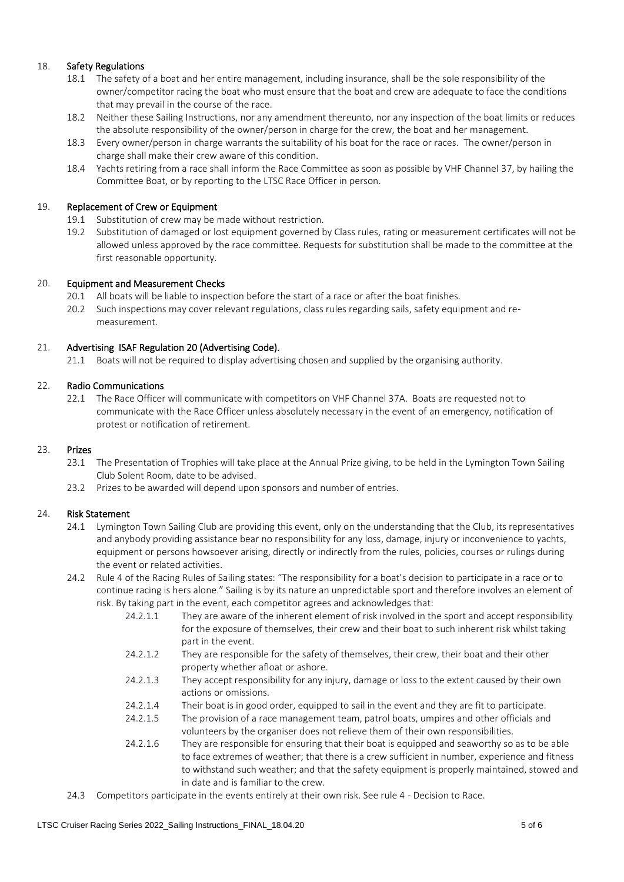## 18. Safety Regulations

18.1 The safety of a boat and her entire management, including insurance, shall be the sole responsibility of the owner/competitor racing the boat who must ensure that the boat and crew are adequate to face the conditions that may prevail in the course of the race.

18.2 Neither these Sailing Instructions, nor any amendment thereunto, nor any inspection of the boat limits or reduces the absolute responsibility of the owner/person in charge for the crew, the boat and her management.

18.3 Every owner/person in charge warrants the suitability of his boat for the race or races. The owner/person in charge shall make their crew aware of this condition.

18.4 Yachts retiring from a race shall inform the Race Committee as soon as possible by VHF Channel 37, by hailing the Committee Boat, or by reporting to the LTSC Race Officer in person.

## 19. Replacement of Crew or Equipment

19.1 Substitution of crew may be made without restriction.

19.2 Substitution of damaged or lost equipment governed by Class rules, rating or measurement certificates will not be allowed unless approved by the race committee. Requests for substitution shall be made to the committee at the first reasonable opportunity.

## 20. Equipment and Measurement Checks

20.1 All boats will be liable to inspection before the start of a race or after the boat finishes.

20.2 Such inspections may cover relevant regulations, class rules regarding sails, safety equipment and re-measurement.

## 21. Advertising ISAF Regulation 20 (Advertising Code).

21.1 Boats will not be required to display advertising chosen and supplied by the organising authority.

## 22. Radio Communications

22.1 The Race Officer will communicate with competitors on VHF Channel 37A. Boats are requested not to communicate with the Race Officer unless absolutely necessary in the event of an emergency, notification of protest or notification of retirement.

## 23. Prizes

23.1 The Presentation of Trophies will take place at the Annual Prize giving, to be held in the Lymington Town Sailing Club Solent Room, date to be advised.

23.2 Prizes to be awarded will depend upon sponsors and number of entries.

## 24. Risk Statement

24.1 Lymington Town Sailing Club are providing this event, only on the understanding that the Club, its representatives and anybody providing assistance bear no responsibility for any loss, damage, injury or inconvenience to yachts, equipment or persons howsoever arising, directly or indirectly from the rules, policies, courses or rulings during the event or related activities.

24.2 Rule 4 of the Racing Rules of Sailing states: "The responsibility for a boat's decision to participate in a race or to continue racing is hers alone." Sailing is by its nature an unpredictable sport and therefore involves an element of risk. By taking part in the event, each competitor agrees and acknowledges that:

- 24.2.1.1 They are aware of the inherent element of risk involved in the sport and accept responsibility for the exposure of themselves, their crew and their boat to such inherent risk whilst taking part in the event.
- 24.2.1.2 They are responsible for the safety of themselves, their crew, their boat and their other property whether afloat or ashore.
- 24.2.1.3 They accept responsibility for any injury, damage or loss to the extent caused by their own actions or omissions.
- 24.2.1.4 Their boat is in good order, equipped to sail in the event and they are fit to participate.
- 24.2.1.5 The provision of a race management team, patrol boats, umpires and other officials and volunteers by the organiser does not relieve them of their own responsibilities.
- 24.2.1.6 They are responsible for ensuring that their boat is equipped and seaworthy so as to be able to face extremes of weather; that there is a crew sufficient in number, experience and fitness to withstand such weather; and that the safety equipment is properly maintained, stowed and in date and is familiar to the crew.

24.3 Competitors participate in the events entirely at their own risk. See rule 4 - Decision to Race.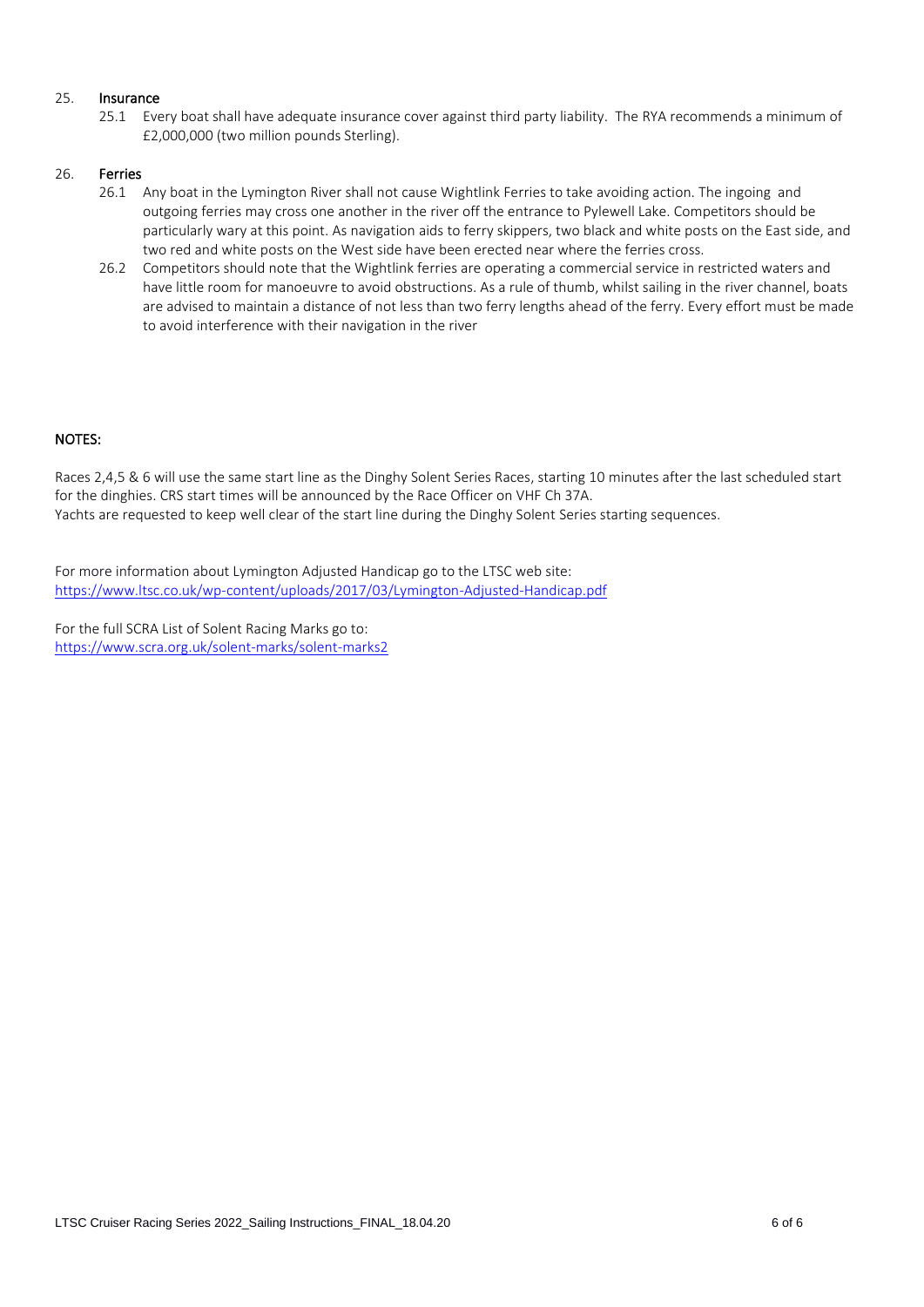## 25. Insurance

25.1 Every boat shall have adequate insurance cover against third party liability. The RYA recommends a minimum of £2,000,000 (two million pounds Sterling).

## 26. Ferries

26.1 Any boat in the Lymington River shall not cause Wightlink Ferries to take avoiding action. The ingoing and outgoing ferries may cross one another in the river off the entrance to Pylewell Lake. Competitors should be particularly wary at this point. As navigation aids to ferry skippers, two black and white posts on the East side, and two red and white posts on the West side have been erected near where the ferries cross.

26.2 Competitors should note that the Wightlink ferries are operating a commercial service in restricted waters and have little room for manoeuvre to avoid obstructions. As a rule of thumb, whilst sailing in the river channel, boats are advised to maintain a distance of not less than two ferry lengths ahead of the ferry. Every effort must be made to avoid interference with their navigation in the river

**NOTES:**

Races 2,4,5 & 6 will use the same start line as the Dinghy Solent Series Races, starting 10 minutes after the last scheduled start for the dinghies. CRS start times will be announced by the Race Officer on VHF Ch 37A.
Yachts are requested to keep well clear of the start line during the Dinghy Solent Series starting sequences.

For more information about Lymington Adjusted Handicap go to the LTSC web site:
https://www.ltsc.co.uk/wp-content/uploads/2017/03/Lymington-Adjusted-Handicap.pdf

For the full SCRA List of Solent Racing Marks go to:
https://www.scra.org.uk/solent-marks/solent-marks2